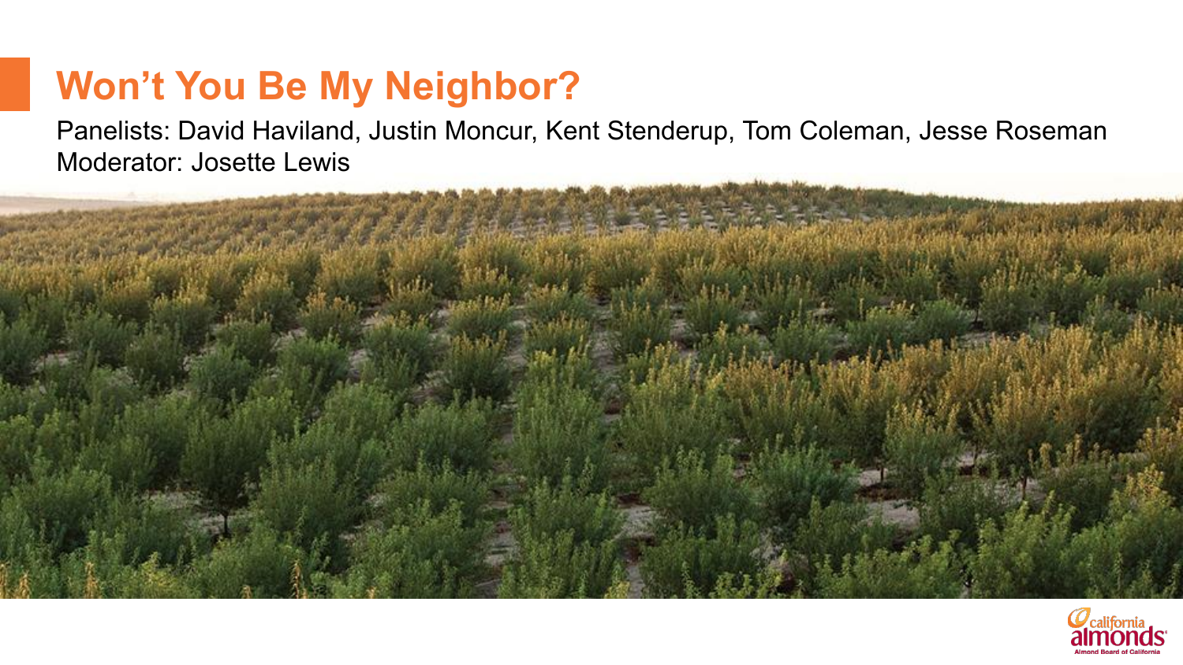# Won’t You Be My Neighbor?

Panelists: David Haviland, Justin Moncur, Kent Stenderup, Tom Coleman, Jesse Roseman

Moderator: Josette Lewis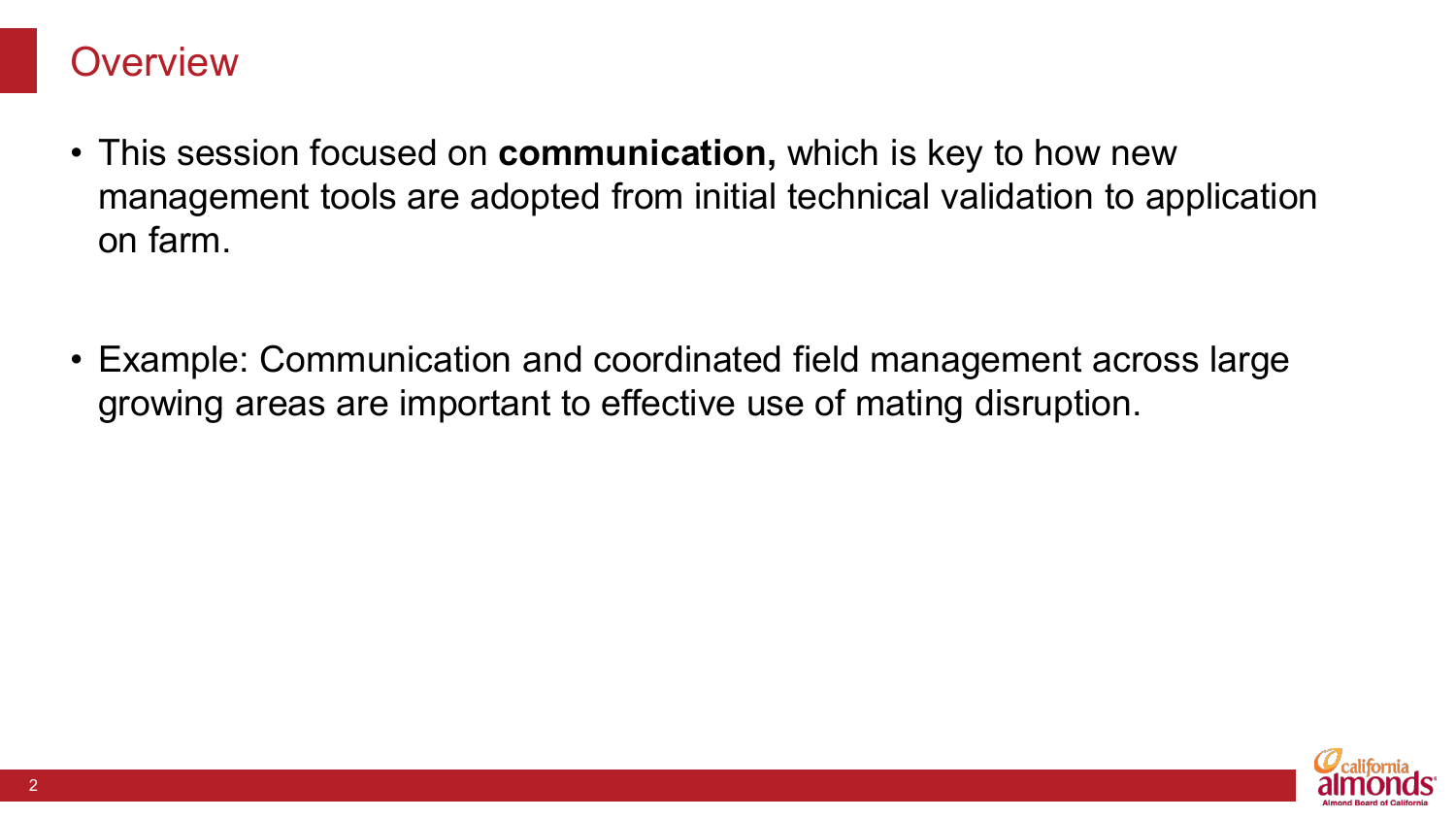# Overview

- This session focused on **communication,** which is key to how new management tools are adopted from initial technical validation to application on farm.

- Example: Communication and coordinated field management across large growing areas are important to effective use of mating disruption.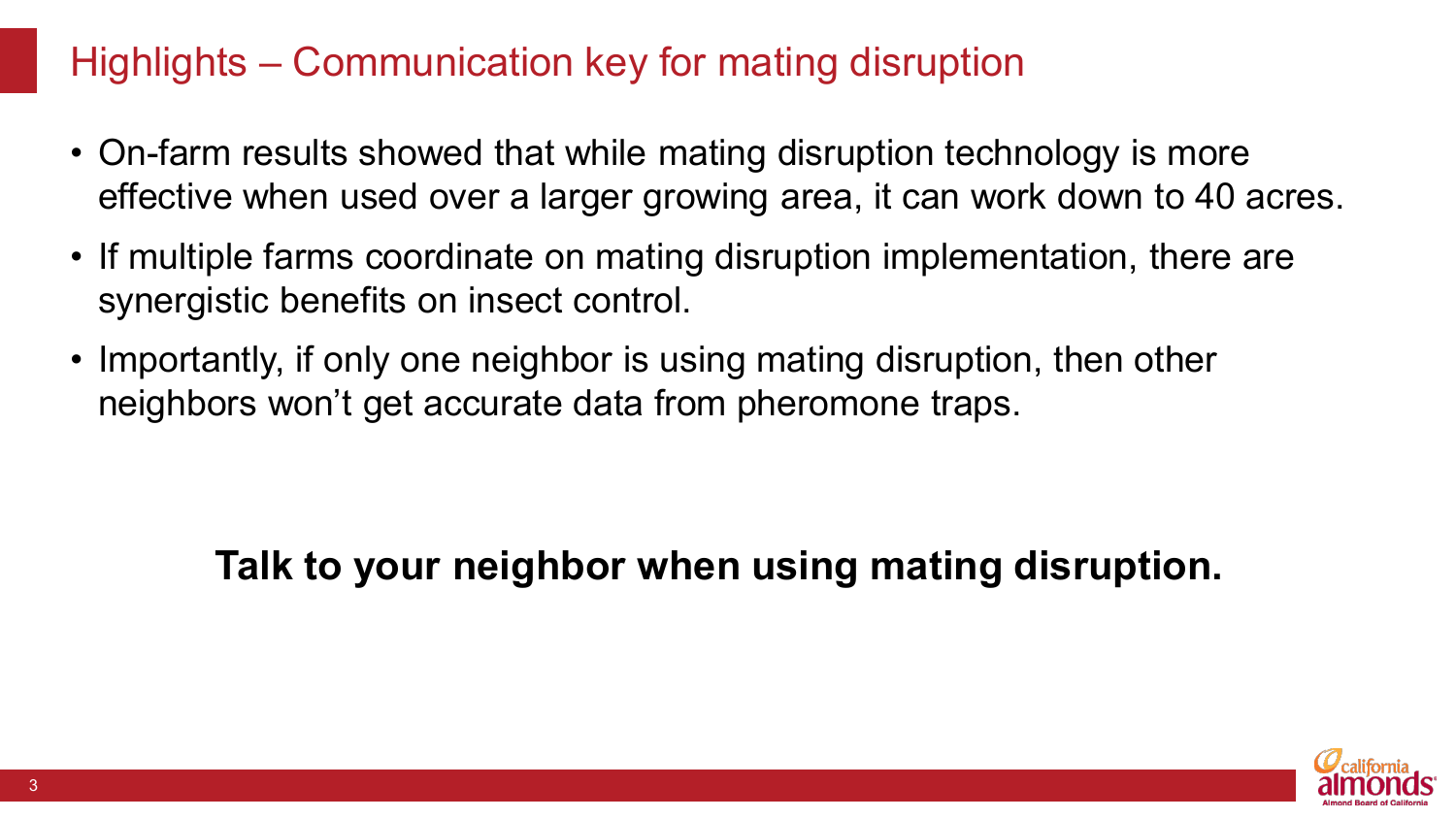# Highlights – Communication key for mating disruption

- On-farm results showed that while mating disruption technology is more effective when used over a larger growing area, it can work down to 40 acres.
- If multiple farms coordinate on mating disruption implementation, there are synergistic benefits on insect control.
- Importantly, if only one neighbor is using mating disruption, then other neighbors won't get accurate data from pheromone traps.

**Talk to your neighbor when using mating disruption.**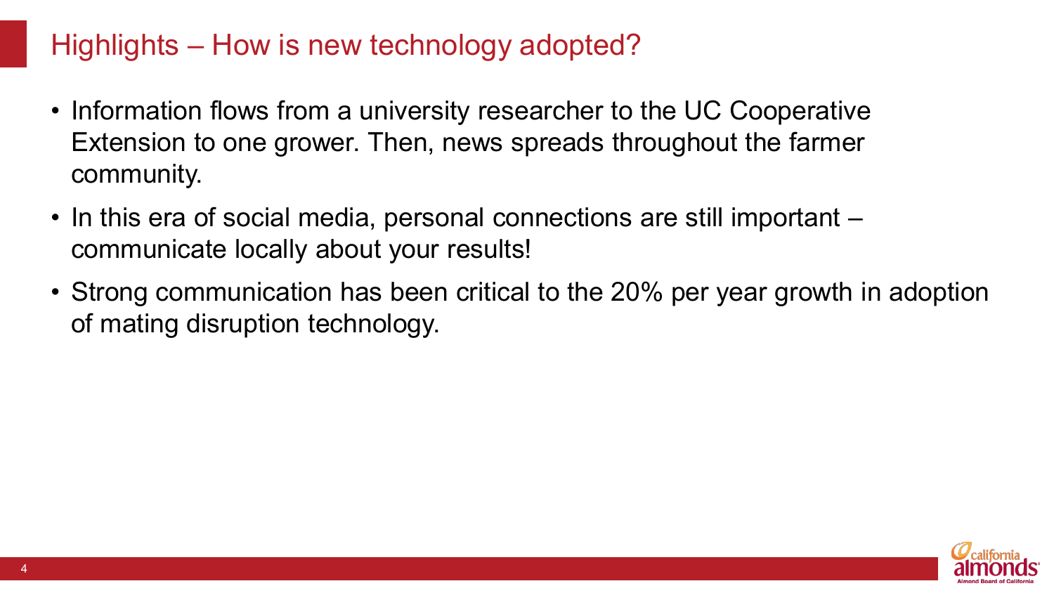# Highlights – How is new technology adopted?

- Information flows from a university researcher to the UC Cooperative Extension to one grower. Then, news spreads throughout the farmer community.
- In this era of social media, personal connections are still important – communicate locally about your results!
- Strong communication has been critical to the 20% per year growth in adoption of mating disruption technology.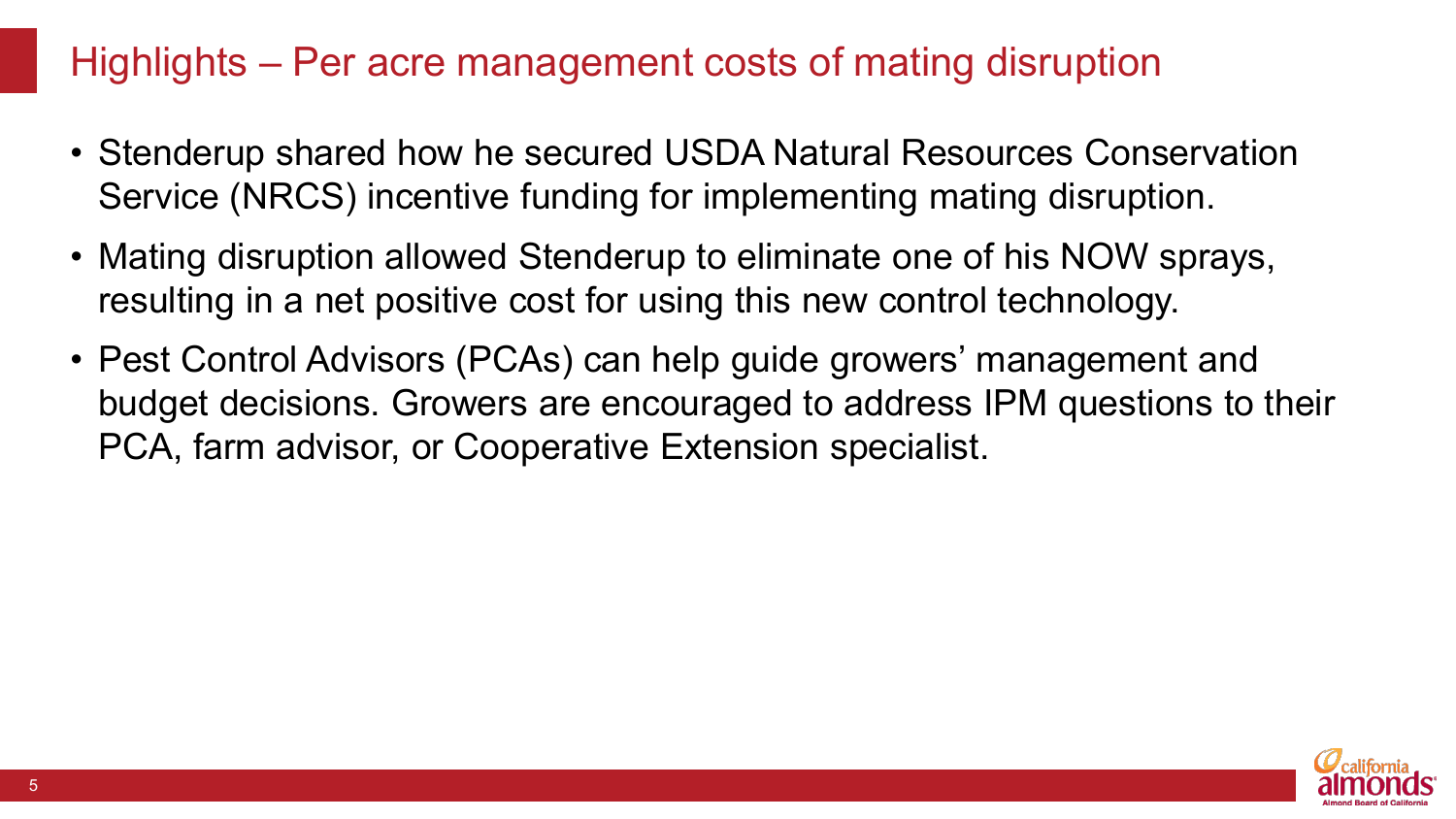# Highlights – Per acre management costs of mating disruption

- Stenderup shared how he secured USDA Natural Resources Conservation Service (NRCS) incentive funding for implementing mating disruption.
- Mating disruption allowed Stenderup to eliminate one of his NOW sprays, resulting in a net positive cost for using this new control technology.
- Pest Control Advisors (PCAs) can help guide growers' management and budget decisions. Growers are encouraged to address IPM questions to their PCA, farm advisor, or Cooperative Extension specialist.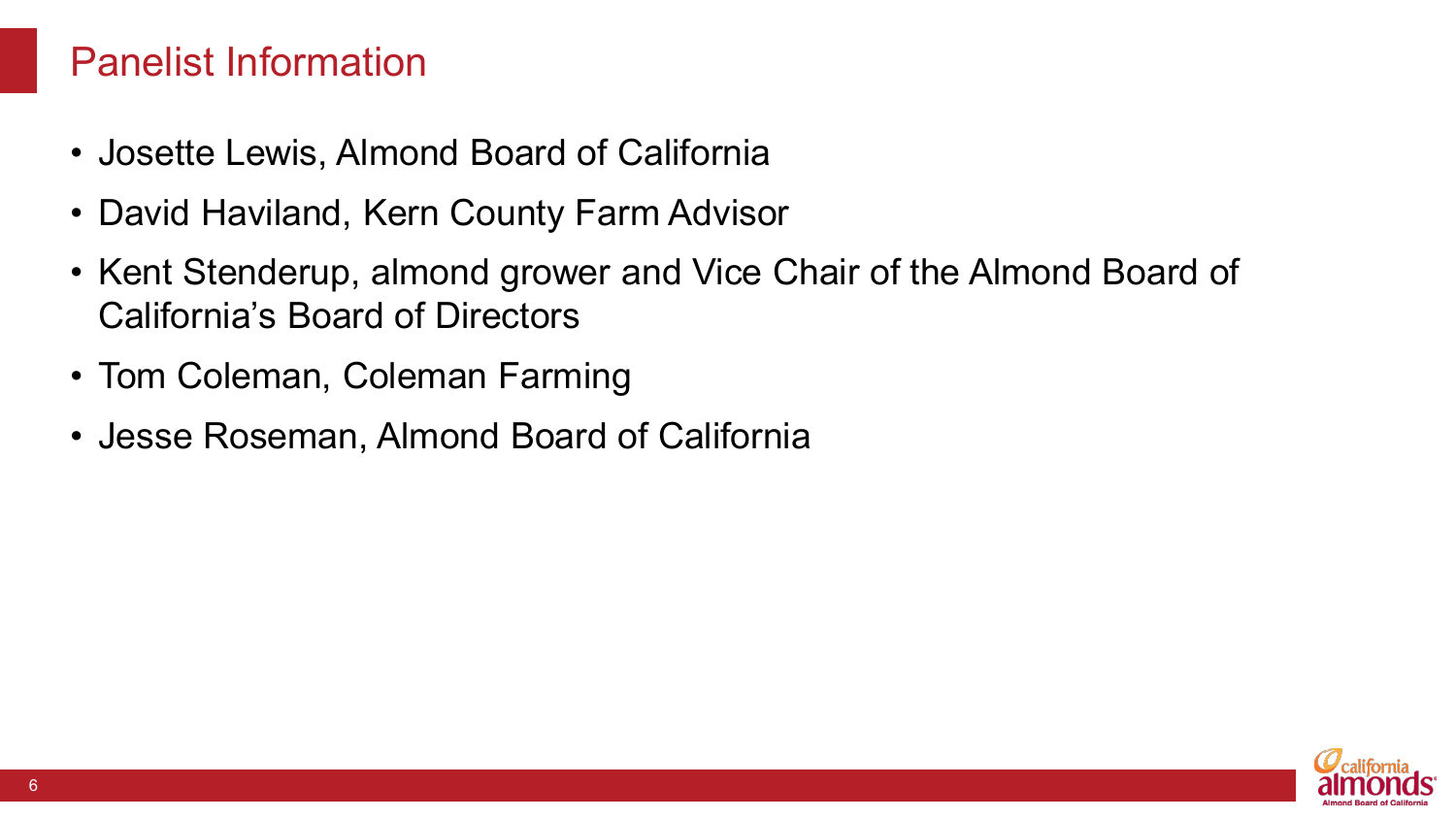# Panelist Information

- Josette Lewis, Almond Board of California
- David Haviland, Kern County Farm Advisor
- Kent Stenderup, almond grower and Vice Chair of the Almond Board of California's Board of Directors
- Tom Coleman, Coleman Farming
- Jesse Roseman, Almond Board of California